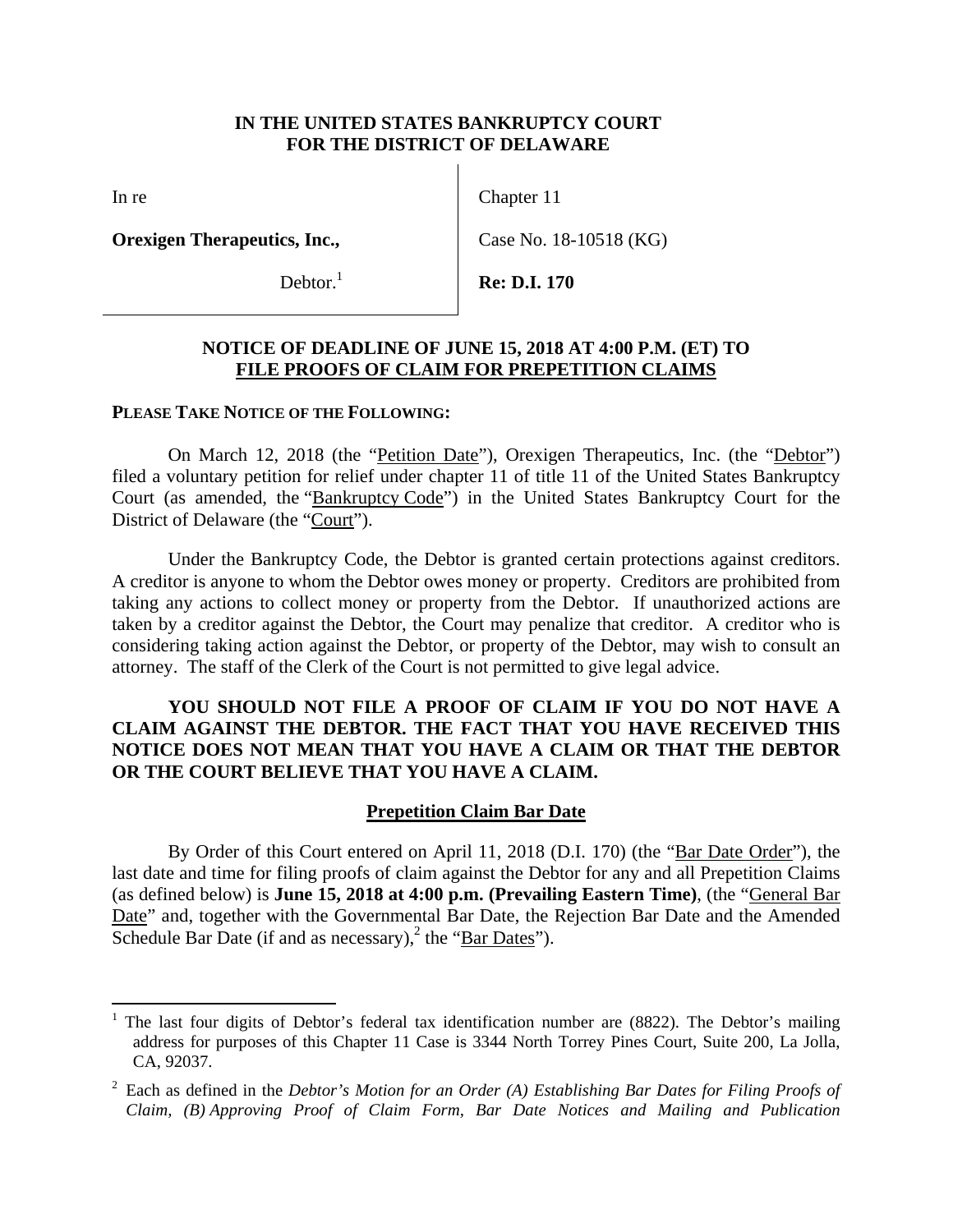**IN THE UNITED STATES BANKRUPTCY COURT**
**FOR THE DISTRICT OF DELAWARE**

| | |
|---|---|
| In re | Chapter 11 |
| **Orexigen Therapeutics, Inc.,** | Case No. 18-10518 (KG) |
| Debtor.[1] | **Re: D.I. 170** |

**NOTICE OF DEADLINE OF JUNE 15, 2018 AT 4:00 P.M. (ET) TO FILE PROOFS OF CLAIM FOR PREPETITION CLAIMS**

**PLEASE TAKE NOTICE OF THE FOLLOWING:**

On March 12, 2018 (the "Petition Date"), Orexigen Therapeutics, Inc. (the "Debtor") filed a voluntary petition for relief under chapter 11 of title 11 of the United States Bankruptcy Court (as amended, the "Bankruptcy Code") in the United States Bankruptcy Court for the District of Delaware (the "Court").

Under the Bankruptcy Code, the Debtor is granted certain protections against creditors. A creditor is anyone to whom the Debtor owes money or property. Creditors are prohibited from taking any actions to collect money or property from the Debtor. If unauthorized actions are taken by a creditor against the Debtor, the Court may penalize that creditor. A creditor who is considering taking action against the Debtor, or property of the Debtor, may wish to consult an attorney. The staff of the Clerk of the Court is not permitted to give legal advice.

**YOU SHOULD NOT FILE A PROOF OF CLAIM IF YOU DO NOT HAVE A CLAIM AGAINST THE DEBTOR. THE FACT THAT YOU HAVE RECEIVED THIS NOTICE DOES NOT MEAN THAT YOU HAVE A CLAIM OR THAT THE DEBTOR OR THE COURT BELIEVE THAT YOU HAVE A CLAIM.**

**Prepetition Claim Bar Date**

By Order of this Court entered on April 11, 2018 (D.I. 170) (the "Bar Date Order"), the last date and time for filing proofs of claim against the Debtor for any and all Prepetition Claims (as defined below) is **June 15, 2018 at 4:00 p.m. (Prevailing Eastern Time)**, (the "General Bar Date" and, together with the Governmental Bar Date, the Rejection Bar Date and the Amended Schedule Bar Date (if and as necessary),[2] the "Bar Dates").

---

[1] The last four digits of Debtor's federal tax identification number are (8822). The Debtor's mailing address for purposes of this Chapter 11 Case is 3344 North Torrey Pines Court, Suite 200, La Jolla, CA, 92037.

[2] Each as defined in the *Debtor's Motion for an Order (A) Establishing Bar Dates for Filing Proofs of Claim, (B) Approving Proof of Claim Form, Bar Date Notices and Mailing and Publication*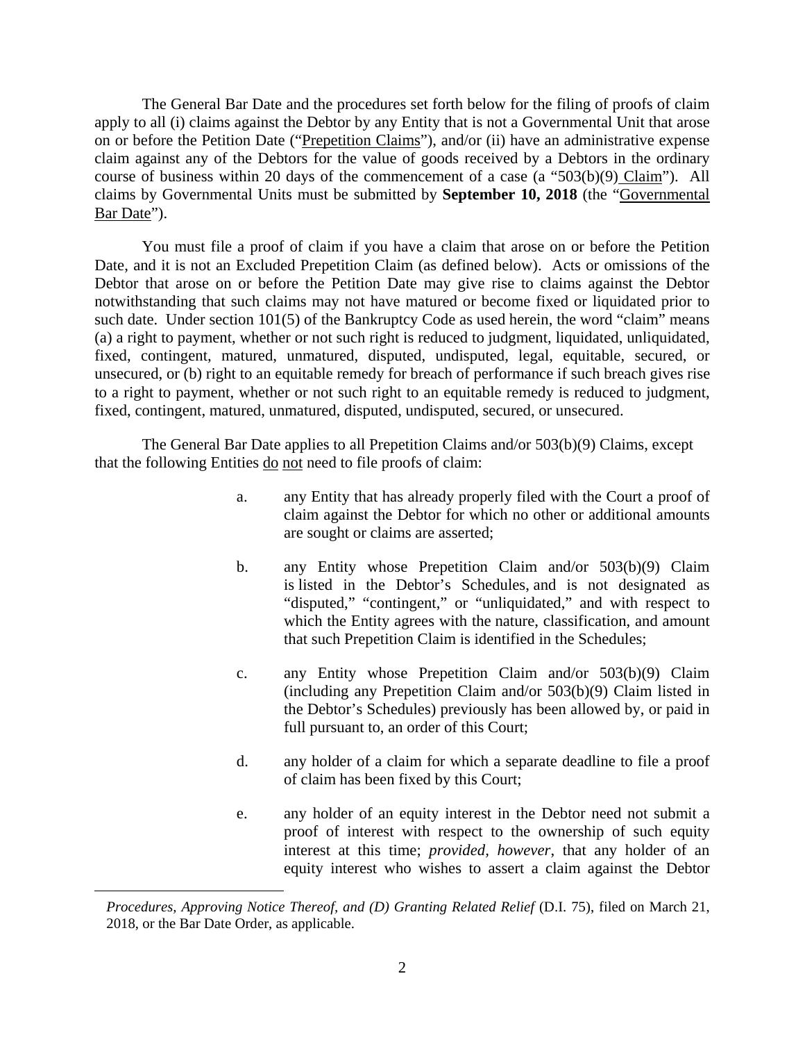The General Bar Date and the procedures set forth below for the filing of proofs of claim apply to all (i) claims against the Debtor by any Entity that is not a Governmental Unit that arose on or before the Petition Date ("Prepetition Claims"), and/or (ii) have an administrative expense claim against any of the Debtors for the value of goods received by a Debtors in the ordinary course of business within 20 days of the commencement of a case (a "503(b)(9) Claim"). All claims by Governmental Units must be submitted by **September 10, 2018** (the "Governmental Bar Date").

You must file a proof of claim if you have a claim that arose on or before the Petition Date, and it is not an Excluded Prepetition Claim (as defined below). Acts or omissions of the Debtor that arose on or before the Petition Date may give rise to claims against the Debtor notwithstanding that such claims may not have matured or become fixed or liquidated prior to such date. Under section 101(5) of the Bankruptcy Code as used herein, the word "claim" means (a) a right to payment, whether or not such right is reduced to judgment, liquidated, unliquidated, fixed, contingent, matured, unmatured, disputed, undisputed, legal, equitable, secured, or unsecured, or (b) right to an equitable remedy for breach of performance if such breach gives rise to a right to payment, whether or not such right to an equitable remedy is reduced to judgment, fixed, contingent, matured, unmatured, disputed, undisputed, secured, or unsecured.

The General Bar Date applies to all Prepetition Claims and/or 503(b)(9) Claims, except that the following Entities do not need to file proofs of claim:

a. any Entity that has already properly filed with the Court a proof of claim against the Debtor for which no other or additional amounts are sought or claims are asserted;

b. any Entity whose Prepetition Claim and/or 503(b)(9) Claim is listed in the Debtor's Schedules, and is not designated as "disputed," "contingent," or "unliquidated," and with respect to which the Entity agrees with the nature, classification, and amount that such Prepetition Claim is identified in the Schedules;

c. any Entity whose Prepetition Claim and/or 503(b)(9) Claim (including any Prepetition Claim and/or 503(b)(9) Claim listed in the Debtor's Schedules) previously has been allowed by, or paid in full pursuant to, an order of this Court;

d. any holder of a claim for which a separate deadline to file a proof of claim has been fixed by this Court;

e. any holder of an equity interest in the Debtor need not submit a proof of interest with respect to the ownership of such equity interest at this time; *provided, however*, that any holder of an equity interest who wishes to assert a claim against the Debtor

---

*Procedures, Approving Notice Thereof, and (D) Granting Related Relief* (D.I. 75), filed on March 21, 2018, or the Bar Date Order, as applicable.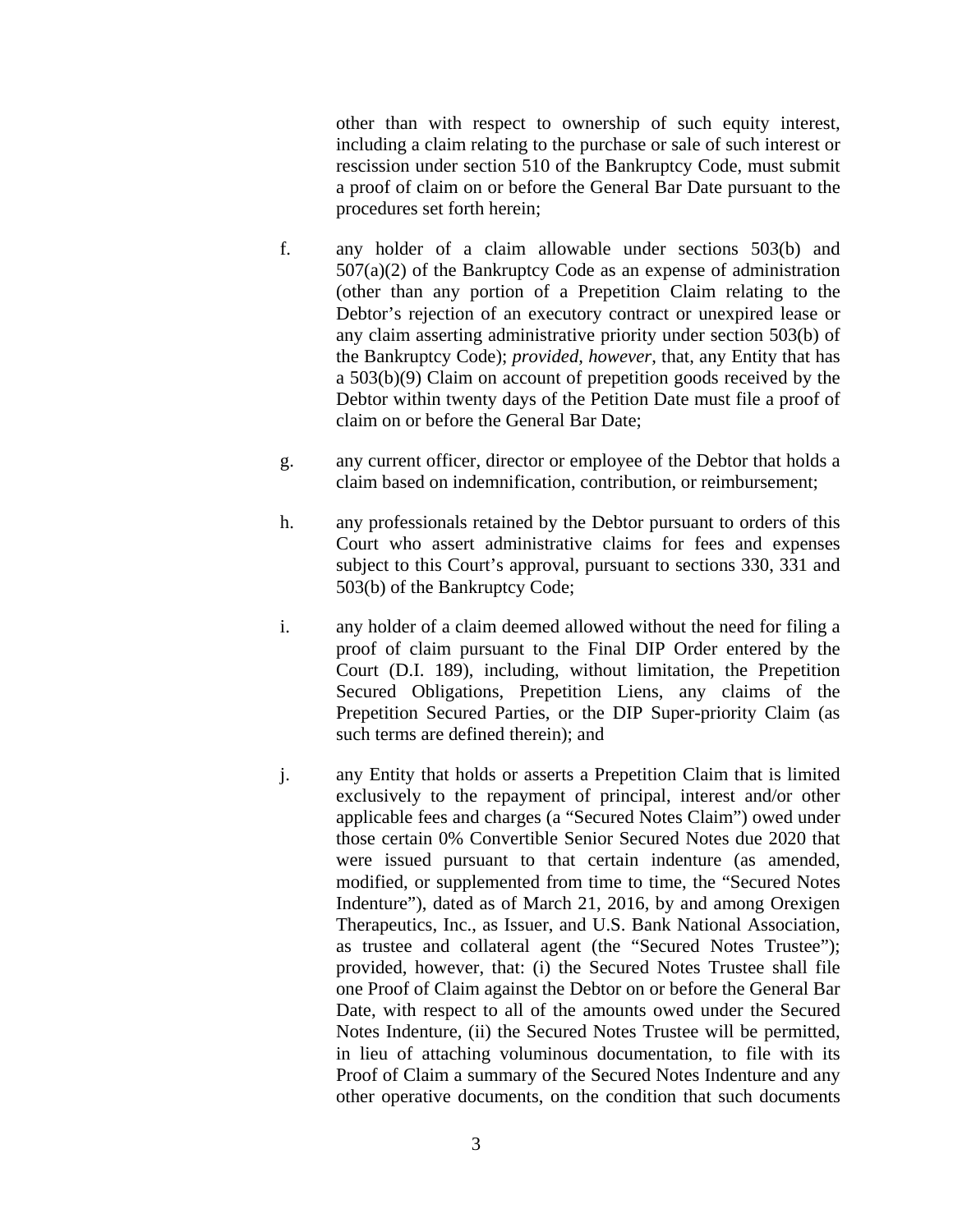other than with respect to ownership of such equity interest, including a claim relating to the purchase or sale of such interest or rescission under section 510 of the Bankruptcy Code, must submit a proof of claim on or before the General Bar Date pursuant to the procedures set forth herein;

f. any holder of a claim allowable under sections 503(b) and 507(a)(2) of the Bankruptcy Code as an expense of administration (other than any portion of a Prepetition Claim relating to the Debtor's rejection of an executory contract or unexpired lease or any claim asserting administrative priority under section 503(b) of the Bankruptcy Code); *provided, however*, that, any Entity that has a 503(b)(9) Claim on account of prepetition goods received by the Debtor within twenty days of the Petition Date must file a proof of claim on or before the General Bar Date;

g. any current officer, director or employee of the Debtor that holds a claim based on indemnification, contribution, or reimbursement;

h. any professionals retained by the Debtor pursuant to orders of this Court who assert administrative claims for fees and expenses subject to this Court's approval, pursuant to sections 330, 331 and 503(b) of the Bankruptcy Code;

i. any holder of a claim deemed allowed without the need for filing a proof of claim pursuant to the Final DIP Order entered by the Court (D.I. 189), including, without limitation, the Prepetition Secured Obligations, Prepetition Liens, any claims of the Prepetition Secured Parties, or the DIP Super-priority Claim (as such terms are defined therein); and

j. any Entity that holds or asserts a Prepetition Claim that is limited exclusively to the repayment of principal, interest and/or other applicable fees and charges (a "Secured Notes Claim") owed under those certain 0% Convertible Senior Secured Notes due 2020 that were issued pursuant to that certain indenture (as amended, modified, or supplemented from time to time, the "Secured Notes Indenture"), dated as of March 21, 2016, by and among Orexigen Therapeutics, Inc., as Issuer, and U.S. Bank National Association, as trustee and collateral agent (the "Secured Notes Trustee"); provided, however, that: (i) the Secured Notes Trustee shall file one Proof of Claim against the Debtor on or before the General Bar Date, with respect to all of the amounts owed under the Secured Notes Indenture, (ii) the Secured Notes Trustee will be permitted, in lieu of attaching voluminous documentation, to file with its Proof of Claim a summary of the Secured Notes Indenture and any other operative documents, on the condition that such documents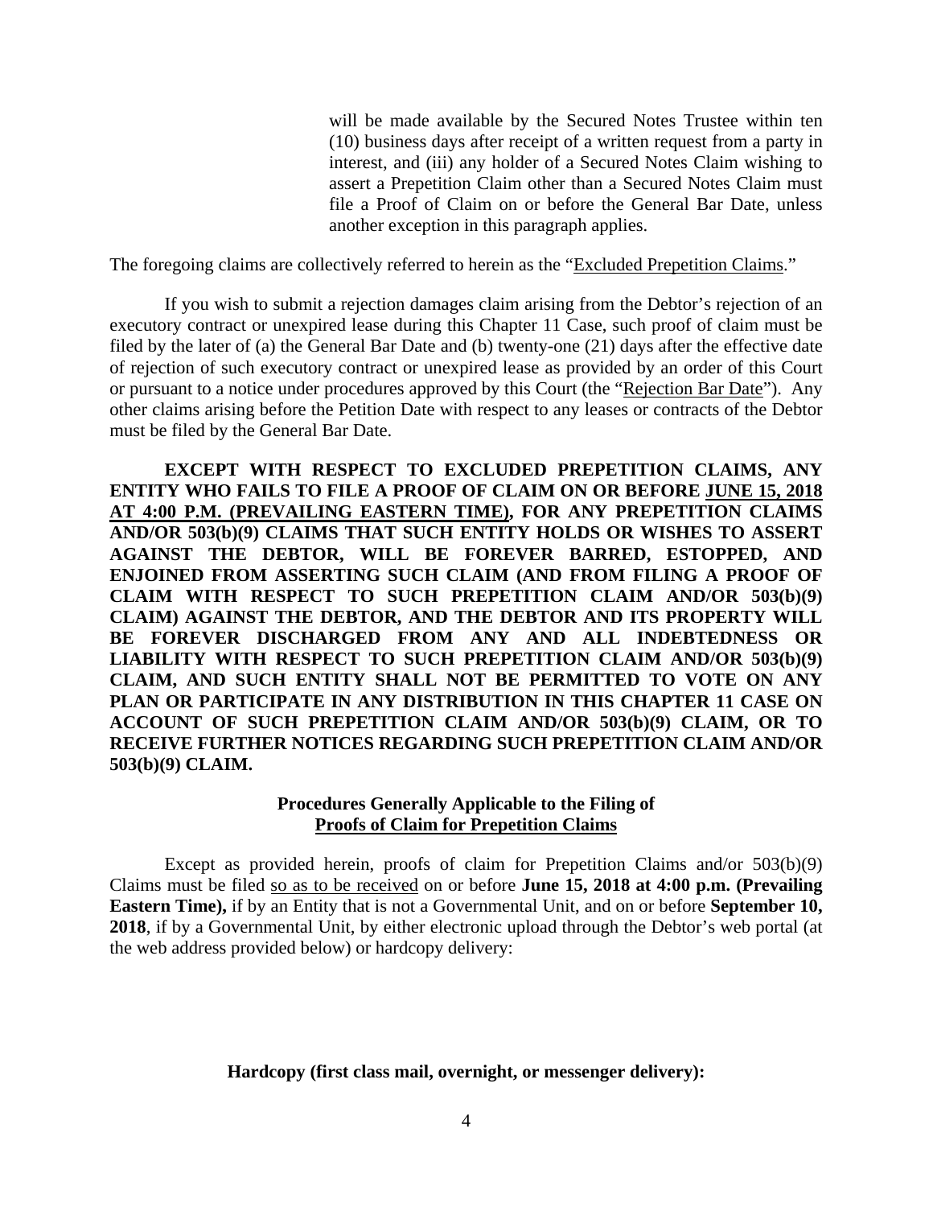will be made available by the Secured Notes Trustee within ten (10) business days after receipt of a written request from a party in interest, and (iii) any holder of a Secured Notes Claim wishing to assert a Prepetition Claim other than a Secured Notes Claim must file a Proof of Claim on or before the General Bar Date, unless another exception in this paragraph applies.

The foregoing claims are collectively referred to herein as the "Excluded Prepetition Claims."

If you wish to submit a rejection damages claim arising from the Debtor's rejection of an executory contract or unexpired lease during this Chapter 11 Case, such proof of claim must be filed by the later of (a) the General Bar Date and (b) twenty-one (21) days after the effective date of rejection of such executory contract or unexpired lease as provided by an order of this Court or pursuant to a notice under procedures approved by this Court (the "Rejection Bar Date"). Any other claims arising before the Petition Date with respect to any leases or contracts of the Debtor must be filed by the General Bar Date.

**EXCEPT WITH RESPECT TO EXCLUDED PREPETITION CLAIMS, ANY ENTITY WHO FAILS TO FILE A PROOF OF CLAIM ON OR BEFORE JUNE 15, 2018 AT 4:00 P.M. (PREVAILING EASTERN TIME), FOR ANY PREPETITION CLAIMS AND/OR 503(b)(9) CLAIMS THAT SUCH ENTITY HOLDS OR WISHES TO ASSERT AGAINST THE DEBTOR, WILL BE FOREVER BARRED, ESTOPPED, AND ENJOINED FROM ASSERTING SUCH CLAIM (AND FROM FILING A PROOF OF CLAIM WITH RESPECT TO SUCH PREPETITION CLAIM AND/OR 503(b)(9) CLAIM) AGAINST THE DEBTOR, AND THE DEBTOR AND ITS PROPERTY WILL BE FOREVER DISCHARGED FROM ANY AND ALL INDEBTEDNESS OR LIABILITY WITH RESPECT TO SUCH PREPETITION CLAIM AND/OR 503(b)(9) CLAIM, AND SUCH ENTITY SHALL NOT BE PERMITTED TO VOTE ON ANY PLAN OR PARTICIPATE IN ANY DISTRIBUTION IN THIS CHAPTER 11 CASE ON ACCOUNT OF SUCH PREPETITION CLAIM AND/OR 503(b)(9) CLAIM, OR TO RECEIVE FURTHER NOTICES REGARDING SUCH PREPETITION CLAIM AND/OR 503(b)(9) CLAIM.**

**Procedures Generally Applicable to the Filing of Proofs of Claim for Prepetition Claims**

Except as provided herein, proofs of claim for Prepetition Claims and/or 503(b)(9) Claims must be filed so as to be received on or before **June 15, 2018 at 4:00 p.m. (Prevailing Eastern Time),** if by an Entity that is not a Governmental Unit, and on or before **September 10, 2018**, if by a Governmental Unit, by either electronic upload through the Debtor's web portal (at the web address provided below) or hardcopy delivery:

**Hardcopy (first class mail, overnight, or messenger delivery):**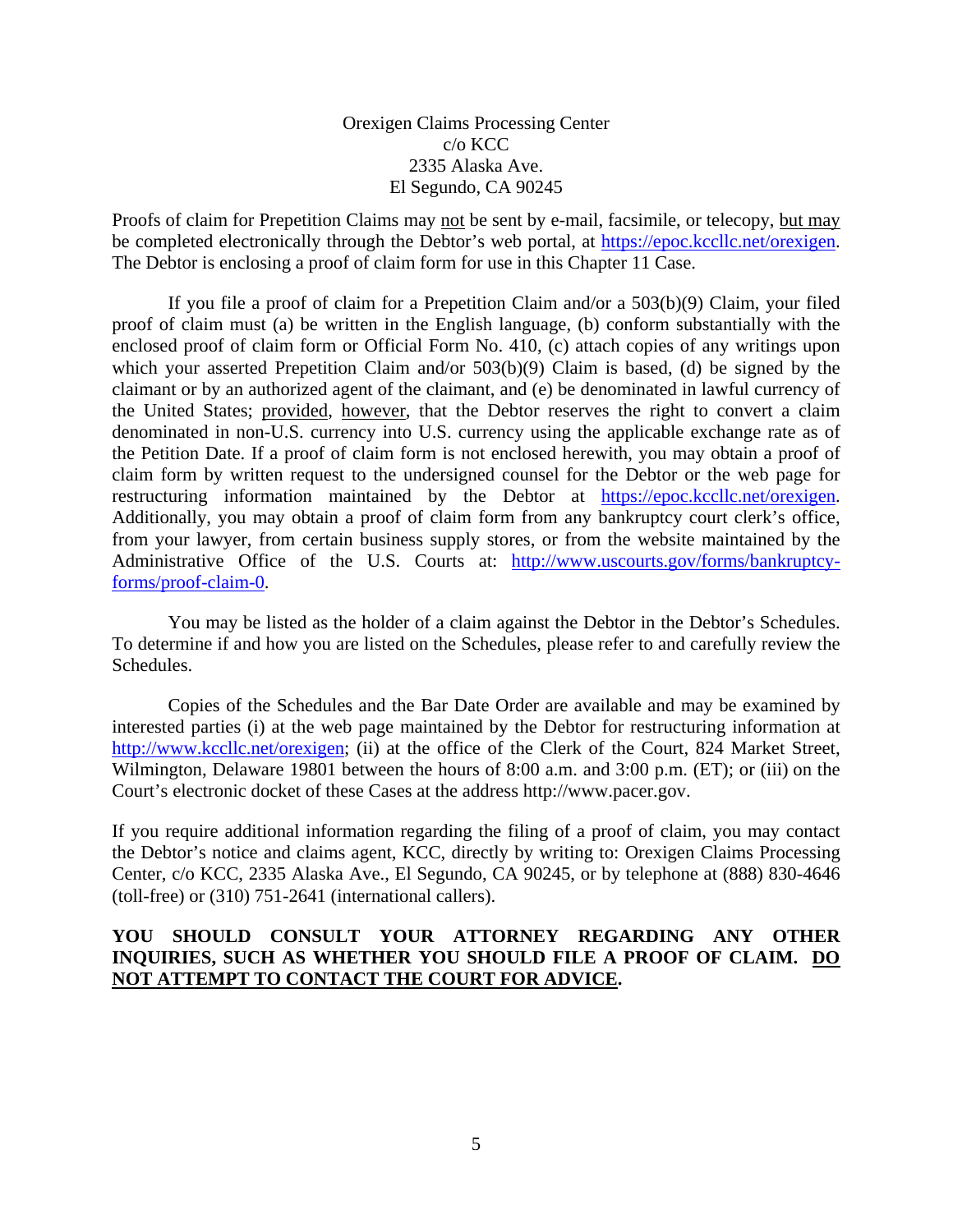Orexigen Claims Processing Center
c/o KCC
2335 Alaska Ave.
El Segundo, CA 90245

Proofs of claim for Prepetition Claims may not be sent by e-mail, facsimile, or telecopy, but may be completed electronically through the Debtor's web portal, at https://epoc.kccllc.net/orexigen. The Debtor is enclosing a proof of claim form for use in this Chapter 11 Case.

If you file a proof of claim for a Prepetition Claim and/or a 503(b)(9) Claim, your filed proof of claim must (a) be written in the English language, (b) conform substantially with the enclosed proof of claim form or Official Form No. 410, (c) attach copies of any writings upon which your asserted Prepetition Claim and/or 503(b)(9) Claim is based, (d) be signed by the claimant or by an authorized agent of the claimant, and (e) be denominated in lawful currency of the United States; provided, however, that the Debtor reserves the right to convert a claim denominated in non-U.S. currency into U.S. currency using the applicable exchange rate as of the Petition Date. If a proof of claim form is not enclosed herewith, you may obtain a proof of claim form by written request to the undersigned counsel for the Debtor or the web page for restructuring information maintained by the Debtor at https://epoc.kccllc.net/orexigen. Additionally, you may obtain a proof of claim form from any bankruptcy court clerk's office, from your lawyer, from certain business supply stores, or from the website maintained by the Administrative Office of the U.S. Courts at: http://www.uscourts.gov/forms/bankruptcy-forms/proof-claim-0.

You may be listed as the holder of a claim against the Debtor in the Debtor's Schedules. To determine if and how you are listed on the Schedules, please refer to and carefully review the Schedules.

Copies of the Schedules and the Bar Date Order are available and may be examined by interested parties (i) at the web page maintained by the Debtor for restructuring information at http://www.kccllc.net/orexigen; (ii) at the office of the Clerk of the Court, 824 Market Street, Wilmington, Delaware 19801 between the hours of 8:00 a.m. and 3:00 p.m. (ET); or (iii) on the Court's electronic docket of these Cases at the address http://www.pacer.gov.

If you require additional information regarding the filing of a proof of claim, you may contact the Debtor's notice and claims agent, KCC, directly by writing to: Orexigen Claims Processing Center, c/o KCC, 2335 Alaska Ave., El Segundo, CA 90245, or by telephone at (888) 830-4646 (toll-free) or (310) 751-2641 (international callers).

**YOU SHOULD CONSULT YOUR ATTORNEY REGARDING ANY OTHER INQUIRIES, SUCH AS WHETHER YOU SHOULD FILE A PROOF OF CLAIM. DO NOT ATTEMPT TO CONTACT THE COURT FOR ADVICE.**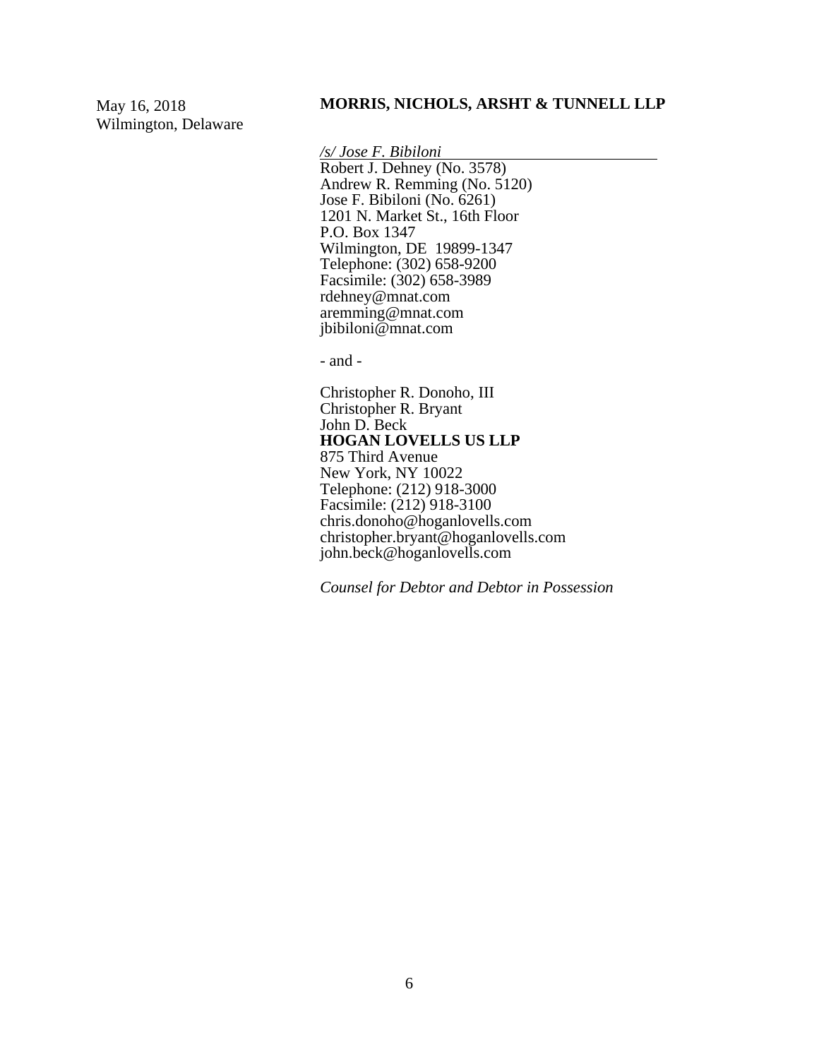May 16, 2018
Wilmington, Delaware

**MORRIS, NICHOLS, ARSHT & TUNNELL LLP**

*/s/ Jose F. Bibiloni*

Robert J. Dehney (No. 3578)
Andrew R. Remming (No. 5120)
Jose F. Bibiloni (No. 6261)
1201 N. Market St., 16th Floor
P.O. Box 1347
Wilmington, DE 19899-1347
Telephone: (302) 658-9200
Facsimile: (302) 658-3989
rdehney@mnat.com
aremming@mnat.com
jbibiloni@mnat.com

- and -

Christopher R. Donoho, III
Christopher R. Bryant
John D. Beck
**HOGAN LOVELLS US LLP**
875 Third Avenue
New York, NY 10022
Telephone: (212) 918-3000
Facsimile: (212) 918-3100
chris.donoho@hoganlovells.com
christopher.bryant@hoganlovells.com
john.beck@hoganlovells.com

*Counsel for Debtor and Debtor in Possession*